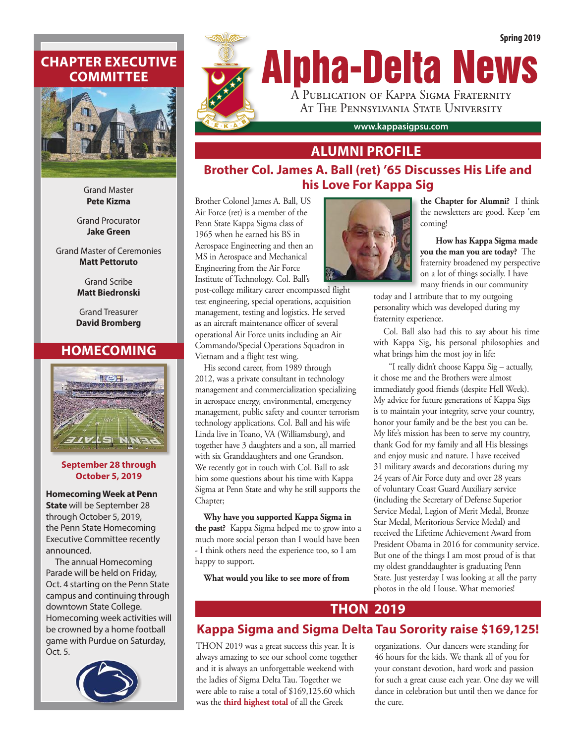Spring 2019

# Alpha-Delta News

A Publication of Kappa Sigma Fraternity At The Pennsylvania State University

www.kappasigpsu.com

## ALUMNI PROFILE

### Brother Col. James A. Ball (ret) '65 Discusses His Life and his Love For Kappa Sig

Brother Colonel James A. Ball, US Air Force (ret) is a member of the Penn State Kappa Sigma class of 1965 when he earned his BS in Aerospace Engineering and then an MS in Aerospace and Mechanical Engineering from the Air Force Institute of Technology. Col. Ball's post-college military career encompassed flight test engineering, special operations, acquisition management, testing and logistics. He served as an aircraft maintenance officer of several operational Air Force units including an Air Commando/Special Operations Squadron in Vietnam and a flight test wing.

His second career, from 1989 through 2012, was a private consultant in technology management and commercialization specializing in aerospace energy, environmental, emergency management, public safety and counter terrorism technology applications. Col. Ball and his wife Linda live in Toano, VA (Williamsburg), and together have 3 daughters and a son, all married with six Granddaughters and one Grandson. We recently got in touch with Col. Ball to ask him some questions about his time with Kappa Sigma at Penn State and why he still supports the Chapter;

**Why have you supported Kappa Sigma in the past?** Kappa Sigma helped me to grow into a much more social person than I would have been - I think others need the experience too, so I am happy to support.

**What would you like to see more of from the Chapter for Alumni?** I think the newsletters are good. Keep 'em coming!

**How has Kappa Sigma made you the man you are today?** The fraternity broadened my perspective on a lot of things socially. I have many friends in our community today and I attribute that to my outgoing personality which was developed during my fraternity experience.

Col. Ball also had this to say about his time with Kappa Sig, his personal philosophies and what brings him the most joy in life:

"I really didn't choose Kappa Sig – actually, it chose me and the Brothers were almost immediately good friends (despite Hell Week). My advice for future generations of Kappa Sigs is to maintain your integrity, serve your country, honor your family and be the best you can be. My life's mission has been to serve my country, thank God for my family and all His blessings and enjoy music and nature. I have received 31 military awards and decorations during my 24 years of Air Force duty and over 28 years of voluntary Coast Guard Auxiliary service (including the Secretary of Defense Superior Service Medal, Legion of Merit Medal, Bronze Star Medal, Meritorious Service Medal) and received the Lifetime Achievement Award from President Obama in 2016 for community service. But one of the things I am most proud of is that my oldest granddaughter is graduating Penn State. Just yesterday I was looking at all the party photos in the old House. What memories!

## THON 2019

### Kappa Sigma and Sigma Delta Tau Sorority raise $169,125!

THON 2019 was a great success this year. It is always amazing to see our school come together and it is always an unforgettable weekend with the ladies of Sigma Delta Tau. Together we were able to raise a total of $169,125.60 which was the **third highest total** of all the Greek organizations. Our dancers were standing for 46 hours for the kids. We thank all of you for your constant devotion, hard work and passion for such a great cause each year. One day we will dance in celebration but until then we dance for the cure.

## CHAPTER EXECUTIVE COMMITTEE

Grand Master
**Pete Kizma**

Grand Procurator
**Jake Green**

Grand Master of Ceremonies
**Matt Pettoruto**

Grand Scribe
**Matt Biedronski**

Grand Treasurer
**David Bromberg**

## HOMECOMING

**September 28 through October 5, 2019**

**Homecoming Week at Penn State** will be September 28 through October 5, 2019, the Penn State Homecoming Executive Committee recently announced.

The annual Homecoming Parade will be held on Friday, Oct. 4 starting on the Penn State campus and continuing through downtown State College. Homecoming week activities will be crowned by a home football game with Purdue on Saturday, Oct. 5.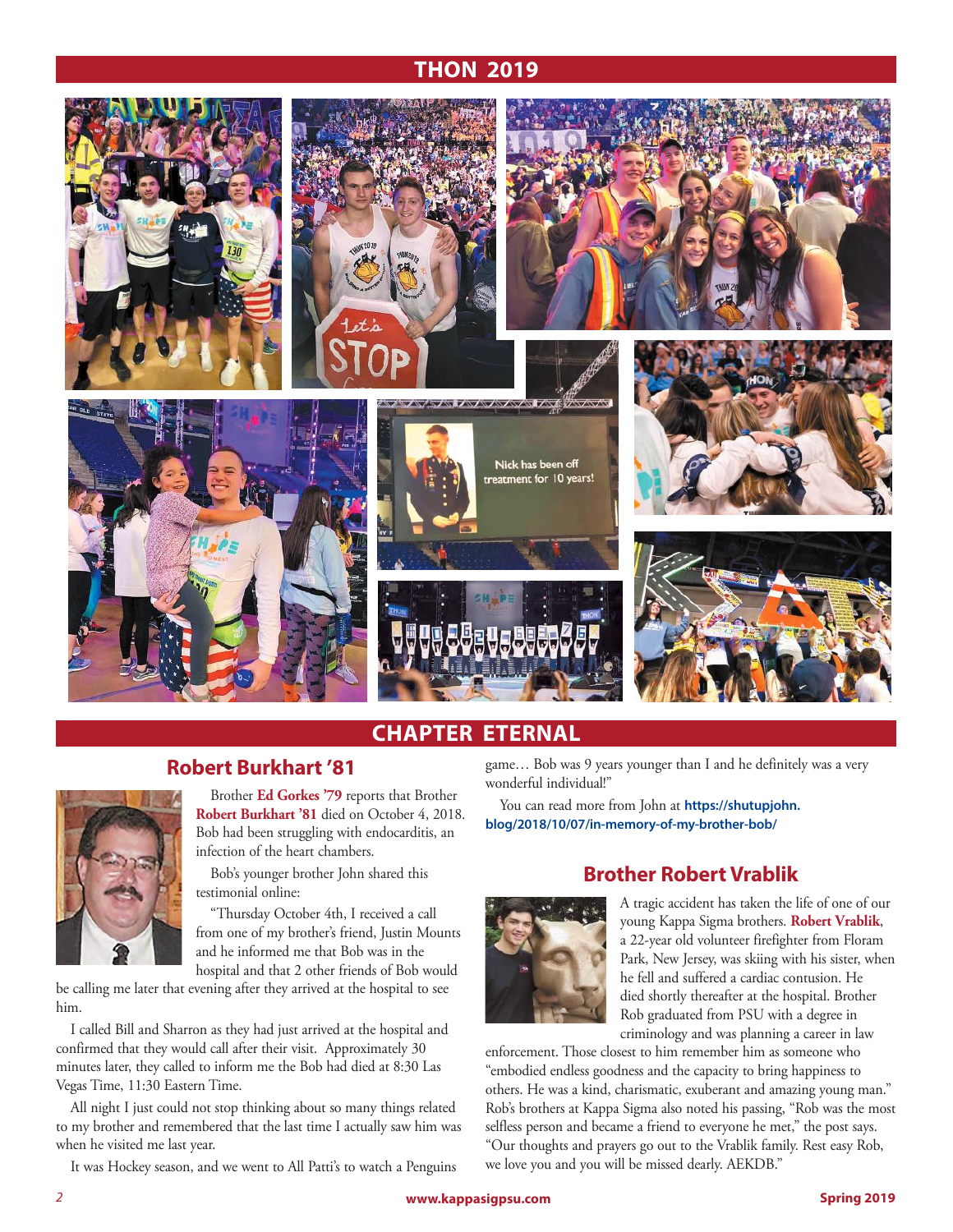# THON 2019

# CHAPTER ETERNAL

## Robert Burkhart '81

Brother **Ed Gorkes '79** reports that Brother **Robert Burkhart '81** died on October 4, 2018. Bob had been struggling with endocarditis, an infection of the heart chambers.

Bob's younger brother John shared this testimonial online:

"Thursday October 4th, I received a call from one of my brother's friend, Justin Mounts and he informed me that Bob was in the hospital and that 2 other friends of Bob would be calling me later that evening after they arrived at the hospital to see him.

I called Bill and Sharron as they had just arrived at the hospital and confirmed that they would call after their visit. Approximately 30 minutes later, they called to inform me the Bob had died at 8:30 Las Vegas Time, 11:30 Eastern Time.

All night I just could not stop thinking about so many things related to my brother and remembered that the last time I actually saw him was when he visited me last year.

It was Hockey season, and we went to All Patti's to watch a Penguins game… Bob was 9 years younger than I and he definitely was a very wonderful individual!"

You can read more from John at **https://shutupjohn.blog/2018/10/07/in-memory-of-my-brother-bob/**

## Brother Robert Vrablik

A tragic accident has taken the life of one of our young Kappa Sigma brothers. **Robert Vrablik**, a 22-year old volunteer firefighter from Floram Park, New Jersey, was skiing with his sister, when he fell and suffered a cardiac contusion. He died shortly thereafter at the hospital. Brother Rob graduated from PSU with a degree in criminology and was planning a career in law enforcement. Those closest to him remember him as someone who "embodied endless goodness and the capacity to bring happiness to others. He was a kind, charismatic, exuberant and amazing young man." Rob's brothers at Kappa Sigma also noted his passing, "Rob was the most selfless person and became a friend to everyone he met," the post says. "Our thoughts and prayers go out to the Vrablik family. Rest easy Rob, we love you and you will be missed dearly. AEKDB."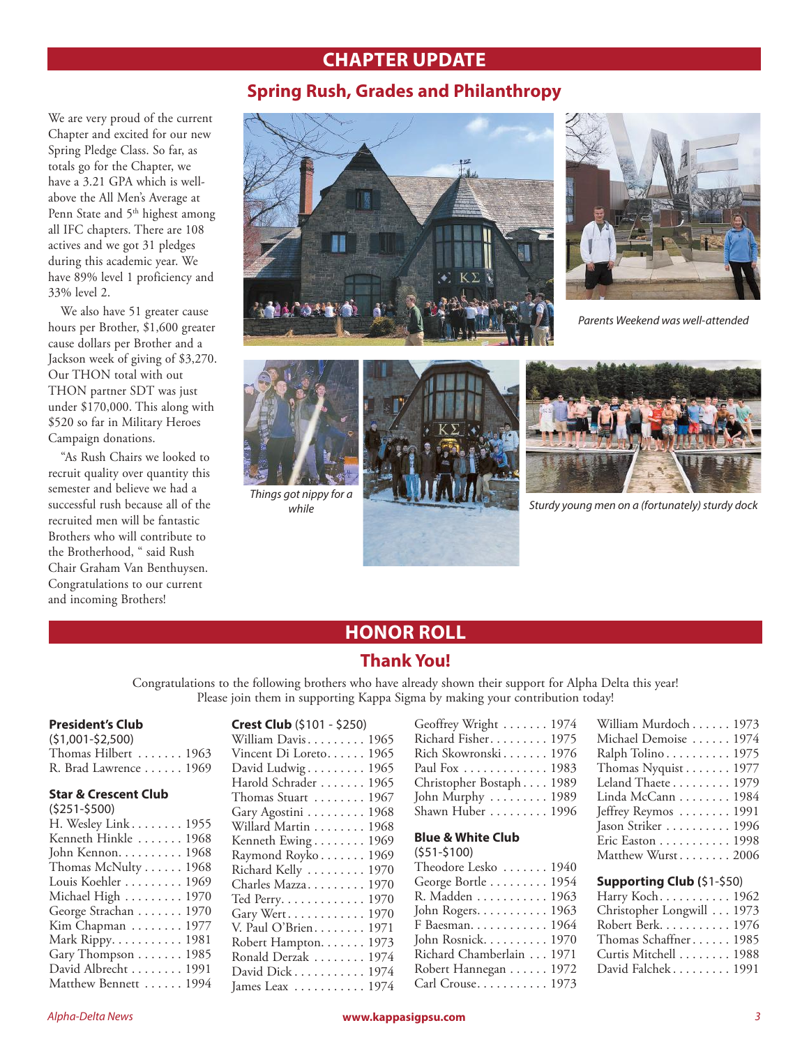## CHAPTER UPDATE

### Spring Rush, Grades and Philanthropy

We are very proud of the current Chapter and excited for our new Spring Pledge Class. So far, as totals go for the Chapter, we have a 3.21 GPA which is well-above the All Men's Average at Penn State and 5th highest among all IFC chapters. There are 108 actives and we got 31 pledges during this academic year. We have 89% level 1 proficiency and 33% level 2.

We also have 51 greater cause hours per Brother, $1,600 greater cause dollars per Brother and a Jackson week of giving of $3,270. Our THON total with out THON partner SDT was just under $170,000. This along with $520 so far in Military Heroes Campaign donations.

"As Rush Chairs we looked to recruit quality over quantity this semester and believe we had a successful rush because all of the recruited men will be fantastic Brothers who will contribute to the Brotherhood, " said Rush Chair Graham Van Benthuysen. Congratulations to our current and incoming Brothers!

*Parents Weekend was well-attended*

*Things got nippy for a while*

*Sturdy young men on a (fortunately) sturdy dock*

## HONOR ROLL

### Thank You!

Congratulations to the following brothers who have already shown their support for Alpha Delta this year! Please join them in supporting Kappa Sigma by making your contribution today!

**President's Club**
($1,001-$2,500)
Thomas Hilbert . . . . . . . 1963
R. Brad Lawrence . . . . . . 1969

**Star & Crescent Club**
($251-$500)
H. Wesley Link . . . . . . . . 1955
Kenneth Hinkle . . . . . . . 1968
John Kennon. . . . . . . . . . 1968
Thomas McNulty . . . . . . 1968
Louis Koehler . . . . . . . . . 1969
Michael High . . . . . . . . . 1970
George Strachan . . . . . . . 1970
Kim Chapman . . . . . . . . 1977
Mark Rippy. . . . . . . . . . . 1981
Gary Thompson . . . . . . . 1985
David Albrecht . . . . . . . . 1991
Matthew Bennett . . . . . . 1994

**Crest Club** ($101 - $250)
William Davis. . . . . . . . . 1965
Vincent Di Loreto. . . . . . 1965
David Ludwig . . . . . . . . . 1965
Harold Schrader . . . . . . . 1965
Thomas Stuart . . . . . . . . 1967
Gary Agostini . . . . . . . . . 1968
Willard Martin . . . . . . . . 1968
Kenneth Ewing . . . . . . . . 1969
Raymond Royko . . . . . . . 1969
Richard Kelly . . . . . . . . . 1970
Charles Mazza. . . . . . . . . 1970
Ted Perry. . . . . . . . . . . . . 1970
Gary Wert. . . . . . . . . . . . 1970
V. Paul O'Brien. . . . . . . . 1971
Robert Hampton. . . . . . . 1973
Ronald Derzak . . . . . . . . 1974
David Dick . . . . . . . . . . . 1974
James Leax . . . . . . . . . . . 1974
Geoffrey Wright . . . . . . . 1974
Richard Fisher. . . . . . . . . 1975
Rich Skowronski . . . . . . . 1976
Paul Fox . . . . . . . . . . . . . 1983
Christopher Bostaph . . . . 1989
John Murphy . . . . . . . . . 1989
Shawn Huber . . . . . . . . . 1996

**Blue & White Club**
($51-$100)
Theodore Lesko . . . . . . . 1940
George Bortle . . . . . . . . . 1954
R. Madden . . . . . . . . . . . 1963
John Rogers. . . . . . . . . . . 1963
F Baesman. . . . . . . . . . . . 1964
John Rosnick. . . . . . . . . . 1970
Richard Chamberlain . . . 1971
Robert Hannegan . . . . . . 1972
Carl Crouse. . . . . . . . . . . 1973
William Murdoch . . . . . . 1973
Michael Demoise . . . . . . 1974
Ralph Tolino . . . . . . . . . . 1975
Thomas Nyquist . . . . . . . 1977
Leland Thaete . . . . . . . . . 1979
Linda McCann . . . . . . . . 1984
Jeffrey Reymos . . . . . . . . 1991
Jason Striker . . . . . . . . . . 1996
Eric Easton . . . . . . . . . . . 1998
Matthew Wurst . . . . . . . . 2006

**Supporting Club** ($1-$50)
Harry Koch. . . . . . . . . . . 1962
Christopher Longwill . . . 1973
Robert Berk. . . . . . . . . . . 1976
Thomas Schaffner . . . . . . 1985
Curtis Mitchell . . . . . . . . 1988
David Falchek . . . . . . . . . 1991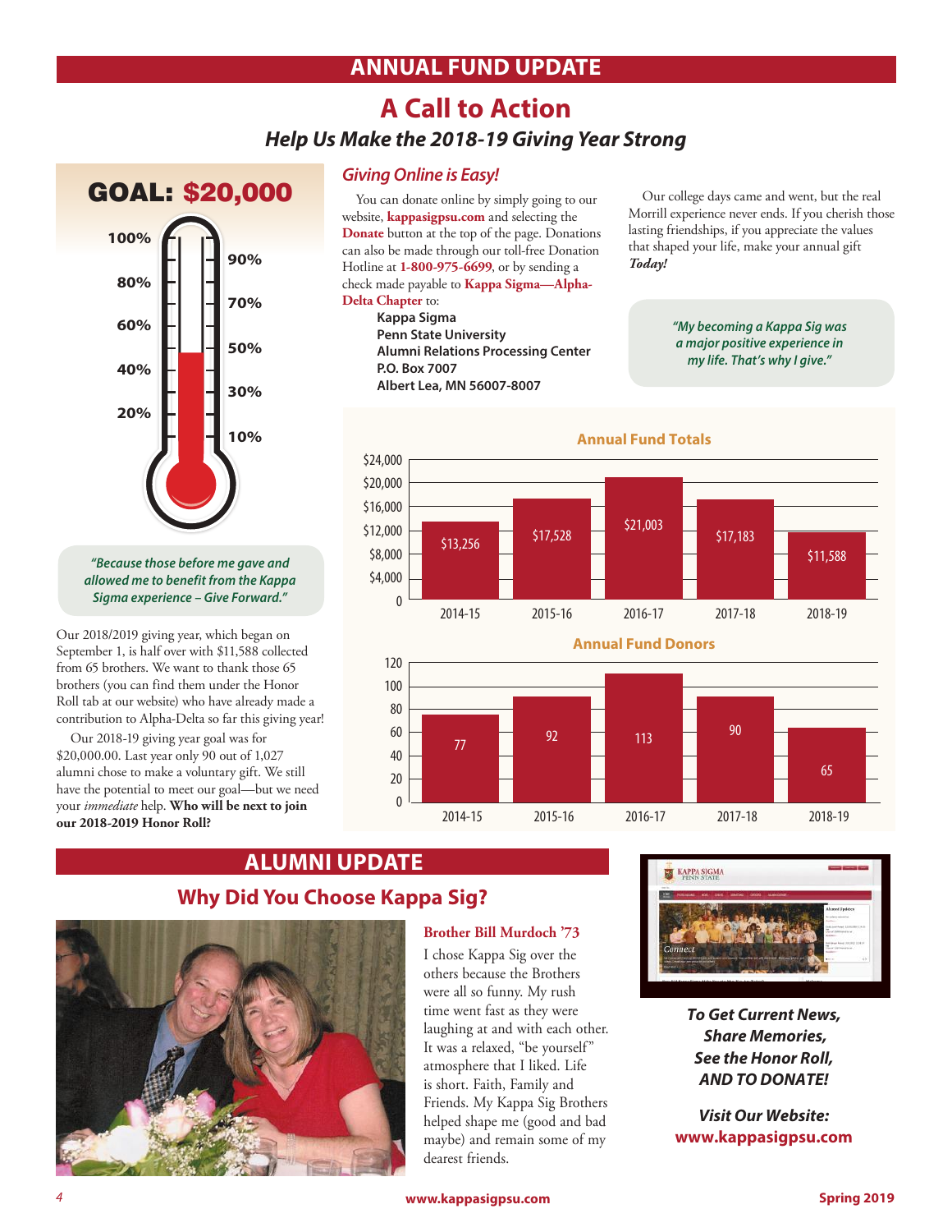# ANNUAL FUND UPDATE

## A Call to Action

### *Help Us Make the 2018-19 Giving Year Strong*

GOAL: $20,000

100%
90%
80%
70%
60%
50%
40%
30%
20%
10%

*"Because those before me gave and allowed me to benefit from the Kappa Sigma experience – Give Forward."*

Our 2018/2019 giving year, which began on September 1, is half over with $11,588 collected from 65 brothers. We want to thank those 65 brothers (you can find them under the Honor Roll tab at our website) who have already made a contribution to Alpha-Delta so far this giving year!

Our 2018-19 giving year goal was for $20,000.00. Last year only 90 out of 1,027 alumni chose to make a voluntary gift. We still have the potential to meet our goal—but we need your *immediate* help. **Who will be next to join our 2018-2019 Honor Roll?**

### *Giving Online is Easy!*

You can donate online by simply going to our website, **kappasigpsu.com** and selecting the **Donate** button at the top of the page. Donations can also be made through our toll-free Donation Hotline at **1-800-975-6699**, or by sending a check made payable to **Kappa Sigma—Alpha-Delta Chapter** to:

**Kappa Sigma**
**Penn State University**
**Alumni Relations Processing Center**
**P.O. Box 7007**
**Albert Lea, MN 56007-8007**

Our college days came and went, but the real Morrill experience never ends. If you cherish those lasting friendships, if you appreciate the values that shaped your life, make your annual gift ***Today!***

*"My becoming a Kappa Sig was a major positive experience in my life. That's why I give."*

**Annual Fund Totals**

$24,000
$20,000
$16,000
$12,000
$8,000
$4,000
0

2014-15: $13,256
2015-16: $17,528
2016-17: $21,003
2017-18: $17,183
2018-19: $11,588

**Annual Fund Donors**

120
100
80
60
40
20
0

2014-15: 77
2015-16: 92
2016-17: 113
2017-18: 90
2018-19: 65

# ALUMNI UPDATE

## Why Did You Choose Kappa Sig?

**Brother Bill Murdoch '73**

I chose Kappa Sig over the others because the Brothers were all so funny. My rush time went fast as they were laughing at and with each other. It was a relaxed, "be yourself" atmosphere that I liked. Life is short. Faith, Family and Friends. My Kappa Sig Brothers helped shape me (good and bad maybe) and remain some of my dearest friends.

***To Get Current News, Share Memories, See the Honor Roll, AND TO DONATE!***

***Visit Our Website:***
**www.kappasigpsu.com**